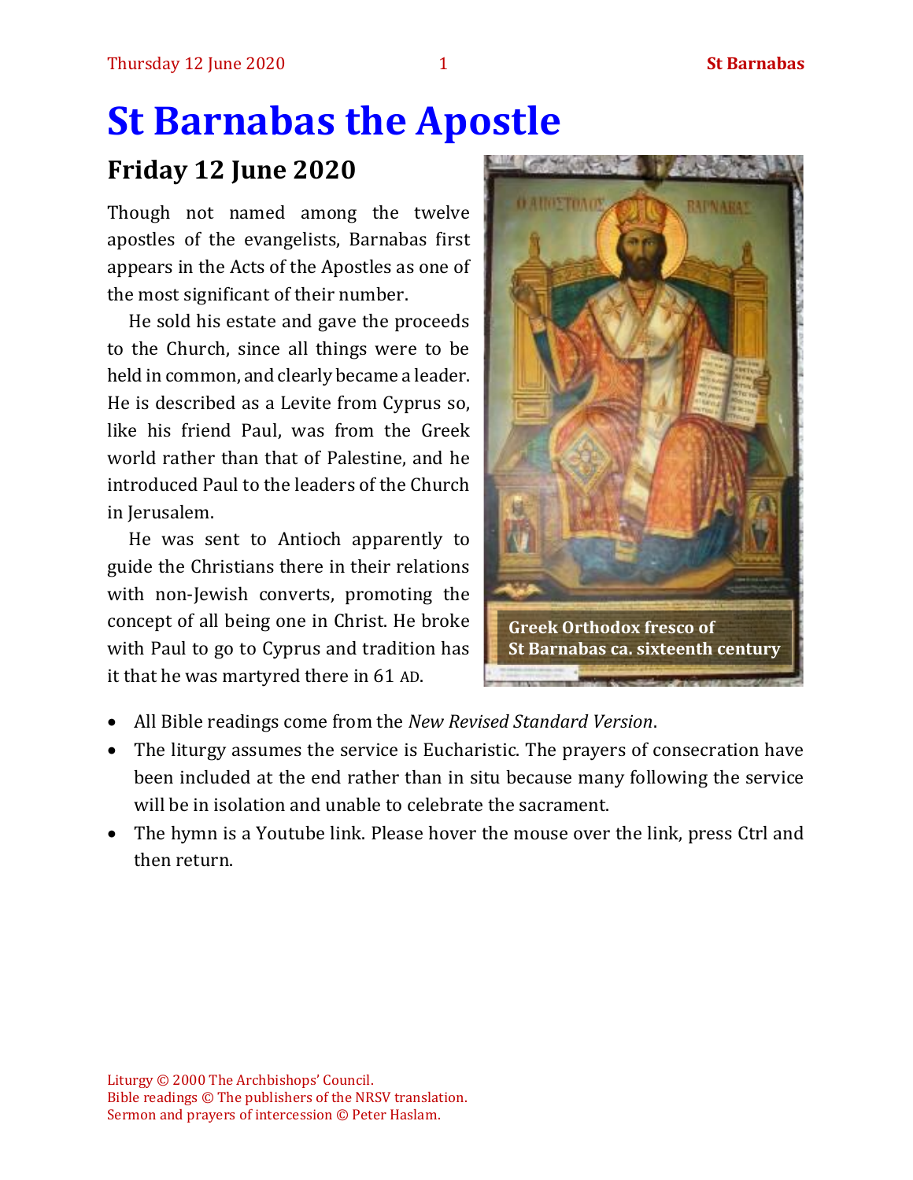# St Barnabas the Apostle

## Friday 12 June 2020

Though not named among the twelve apostles of the evangelists, Barnabas first appears in the Acts of the Apostles as one of the most significant of their number.

He sold his estate and gave the proceeds to the Church, since all things were to be held in common, and clearly became a leader. He is described as a Levite from Cyprus so, like his friend Paul, was from the Greek world rather than that of Palestine, and he introduced Paul to the leaders of the Church in Jerusalem.

He was sent to Antioch apparently to guide the Christians there in their relations with non-Jewish converts, promoting the concept of all being one in Christ. He broke with Paul to go to Cyprus and tradition has it that he was martyred there in 61 AD.

**Greek Orthodox fresco of St Barnabas ca. sixteenth century**

- All Bible readings come from the *New Revised Standard Version*.
- The liturgy assumes the service is Eucharistic. The prayers of consecration have been included at the end rather than in situ because many following the service will be in isolation and unable to celebrate the sacrament.
- The hymn is a Youtube link. Please hover the mouse over the link, press Ctrl and then return.

Liturgy © 2000 The Archbishops' Council.
Bible readings © The publishers of the NRSV translation.
Sermon and prayers of intercession © Peter Haslam.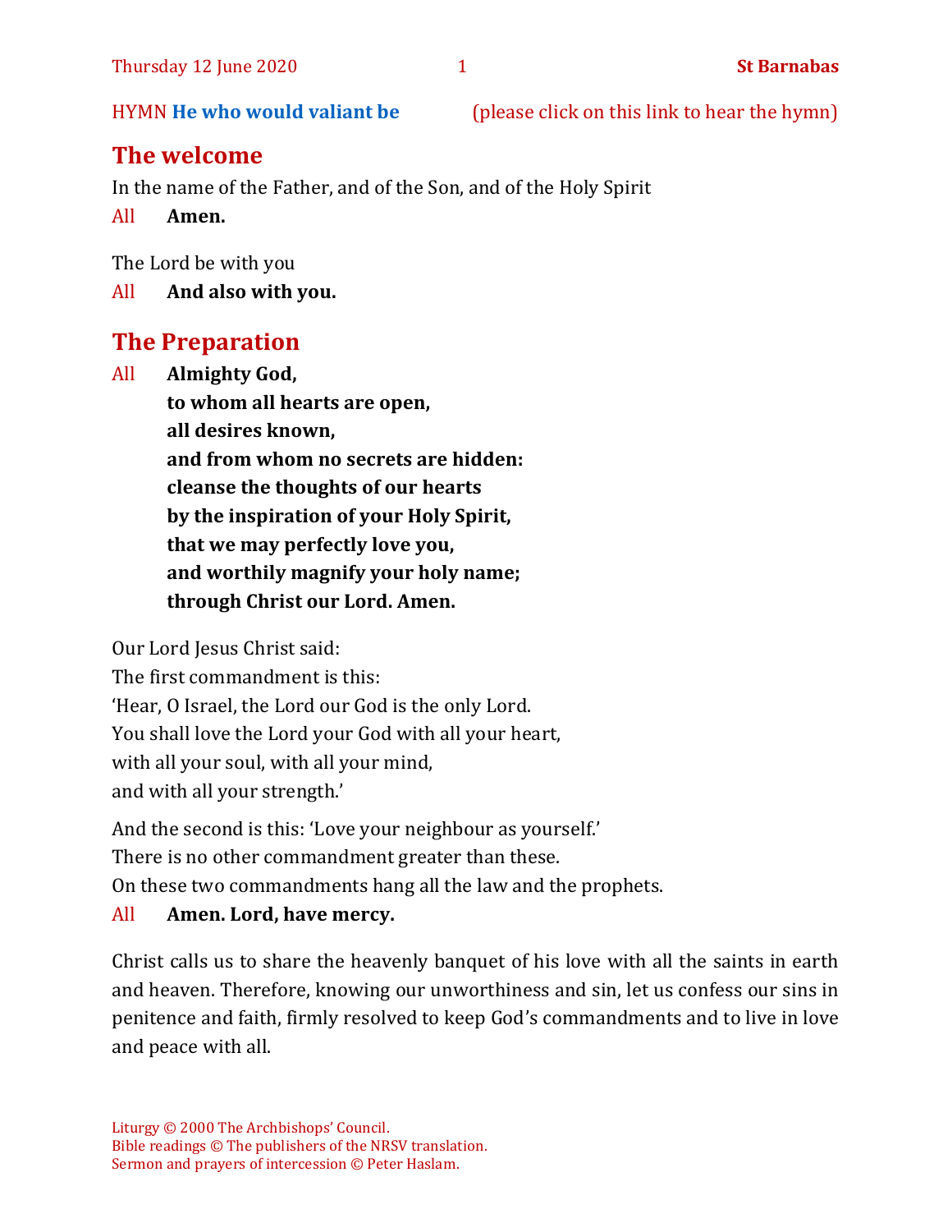HYMN **He who would valiant be** (please click on this link to hear the hymn)

## The welcome

In the name of the Father, and of the Son, and of the Holy Spirit

All **Amen.**

The Lord be with you

All **And also with you.**

## The Preparation

All **Almighty God,**
**to whom all hearts are open,**
**all desires known,**
**and from whom no secrets are hidden:**
**cleanse the thoughts of our hearts**
**by the inspiration of your Holy Spirit,**
**that we may perfectly love you,**
**and worthily magnify your holy name;**
**through Christ our Lord. Amen.**

Our Lord Jesus Christ said:
The first commandment is this:
'Hear, O Israel, the Lord our God is the only Lord.
You shall love the Lord your God with all your heart,
with all your soul, with all your mind,
and with all your strength.'

And the second is this: 'Love your neighbour as yourself.'
There is no other commandment greater than these.
On these two commandments hang all the law and the prophets.

All **Amen. Lord, have mercy.**

Christ calls us to share the heavenly banquet of his love with all the saints in earth and heaven. Therefore, knowing our unworthiness and sin, let us confess our sins in penitence and faith, firmly resolved to keep God's commandments and to live in love and peace with all.

Liturgy © 2000 The Archbishops' Council.
Bible readings © The publishers of the NRSV translation.
Sermon and prayers of intercession © Peter Haslam.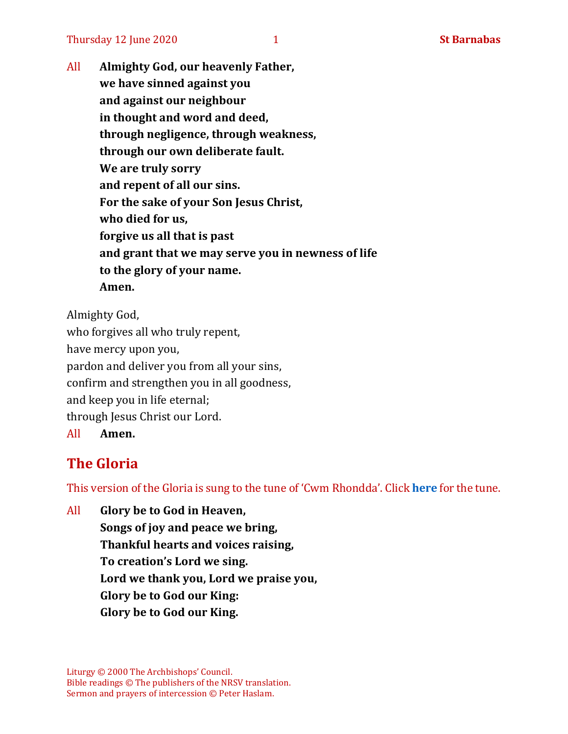All **Almighty God, our heavenly Father,**
**we have sinned against you**
**and against our neighbour**
**in thought and word and deed,**
**through negligence, through weakness,**
**through our own deliberate fault.**
**We are truly sorry**
**and repent of all our sins.**
**For the sake of your Son Jesus Christ,**
**who died for us,**
**forgive us all that is past**
**and grant that we may serve you in newness of life**
**to the glory of your name.**
**Amen.**

Almighty God,
who forgives all who truly repent,
have mercy upon you,
pardon and deliver you from all your sins,
confirm and strengthen you in all goodness,
and keep you in life eternal;
through Jesus Christ our Lord.

All **Amen.**

## The Gloria

This version of the Gloria is sung to the tune of 'Cwm Rhondda'. Click **here** for the tune.

All **Glory be to God in Heaven,**
**Songs of joy and peace we bring,**
**Thankful hearts and voices raising,**
**To creation's Lord we sing.**
**Lord we thank you, Lord we praise you,**
**Glory be to God our King:**
**Glory be to God our King.**

Liturgy © 2000 The Archbishops' Council.
Bible readings © The publishers of the NRSV translation.
Sermon and prayers of intercession © Peter Haslam.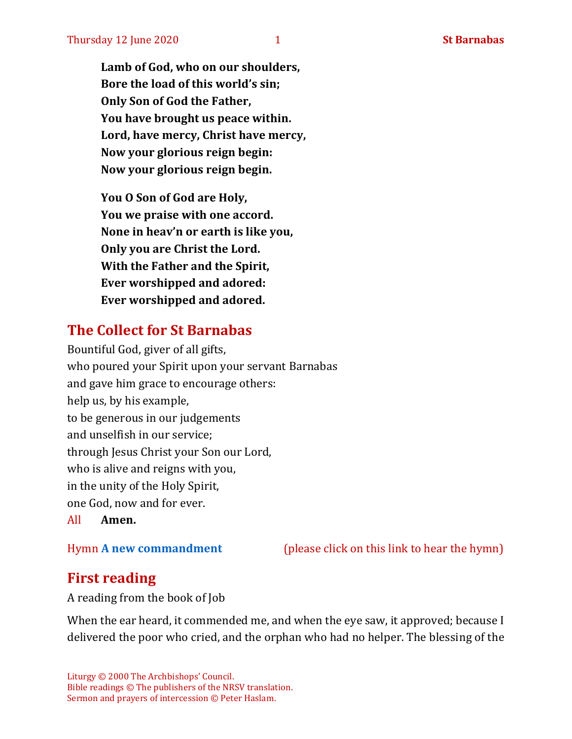**Lamb of God, who on our shoulders,**
**Bore the load of this world's sin;**
**Only Son of God the Father,**
**You have brought us peace within.**
**Lord, have mercy, Christ have mercy,**
**Now your glorious reign begin:**
**Now your glorious reign begin.**

**You O Son of God are Holy,**
**You we praise with one accord.**
**None in heav'n or earth is like you,**
**Only you are Christ the Lord.**
**With the Father and the Spirit,**
**Ever worshipped and adored:**
**Ever worshipped and adored.**

## The Collect for St Barnabas

Bountiful God, giver of all gifts,
who poured your Spirit upon your servant Barnabas
and gave him grace to encourage others:
help us, by his example,
to be generous in our judgements
and unselfish in our service;
through Jesus Christ your Son our Lord,
who is alive and reigns with you,
in the unity of the Holy Spirit,
one God, now and for ever.
All **Amen.**

Hymn **A new commandment** (please click on this link to hear the hymn)

## First reading

A reading from the book of Job

When the ear heard, it commended me, and when the eye saw, it approved; because I delivered the poor who cried, and the orphan who had no helper. The blessing of the

Liturgy © 2000 The Archbishops' Council.
Bible readings © The publishers of the NRSV translation.
Sermon and prayers of intercession © Peter Haslam.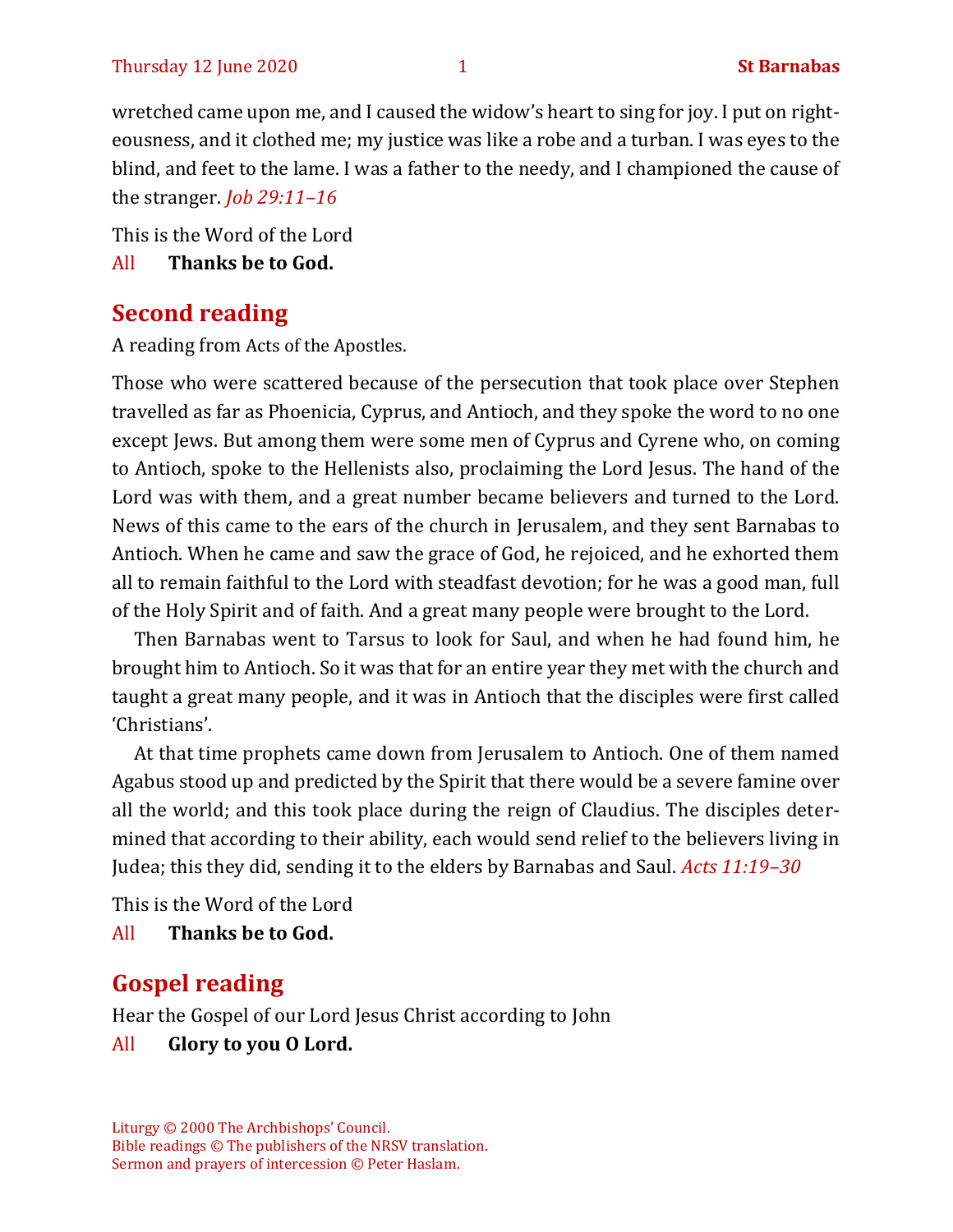wretched came upon me, and I caused the widow's heart to sing for joy. I put on righteousness, and it clothed me; my justice was like a robe and a turban. I was eyes to the blind, and feet to the lame. I was a father to the needy, and I championed the cause of the stranger. *Job 29:11–16*

This is the Word of the Lord

All **Thanks be to God.**

## Second reading

A reading from Acts of the Apostles.

Those who were scattered because of the persecution that took place over Stephen travelled as far as Phoenicia, Cyprus, and Antioch, and they spoke the word to no one except Jews. But among them were some men of Cyprus and Cyrene who, on coming to Antioch, spoke to the Hellenists also, proclaiming the Lord Jesus. The hand of the Lord was with them, and a great number became believers and turned to the Lord. News of this came to the ears of the church in Jerusalem, and they sent Barnabas to Antioch. When he came and saw the grace of God, he rejoiced, and he exhorted them all to remain faithful to the Lord with steadfast devotion; for he was a good man, full of the Holy Spirit and of faith. And a great many people were brought to the Lord.

Then Barnabas went to Tarsus to look for Saul, and when he had found him, he brought him to Antioch. So it was that for an entire year they met with the church and taught a great many people, and it was in Antioch that the disciples were first called 'Christians'.

At that time prophets came down from Jerusalem to Antioch. One of them named Agabus stood up and predicted by the Spirit that there would be a severe famine over all the world; and this took place during the reign of Claudius. The disciples determined that according to their ability, each would send relief to the believers living in Judea; this they did, sending it to the elders by Barnabas and Saul. *Acts 11:19–30*

This is the Word of the Lord

All **Thanks be to God.**

## Gospel reading

Hear the Gospel of our Lord Jesus Christ according to John

All **Glory to you O Lord.**

Liturgy © 2000 The Archbishops' Council.
Bible readings © The publishers of the NRSV translation.
Sermon and prayers of intercession © Peter Haslam.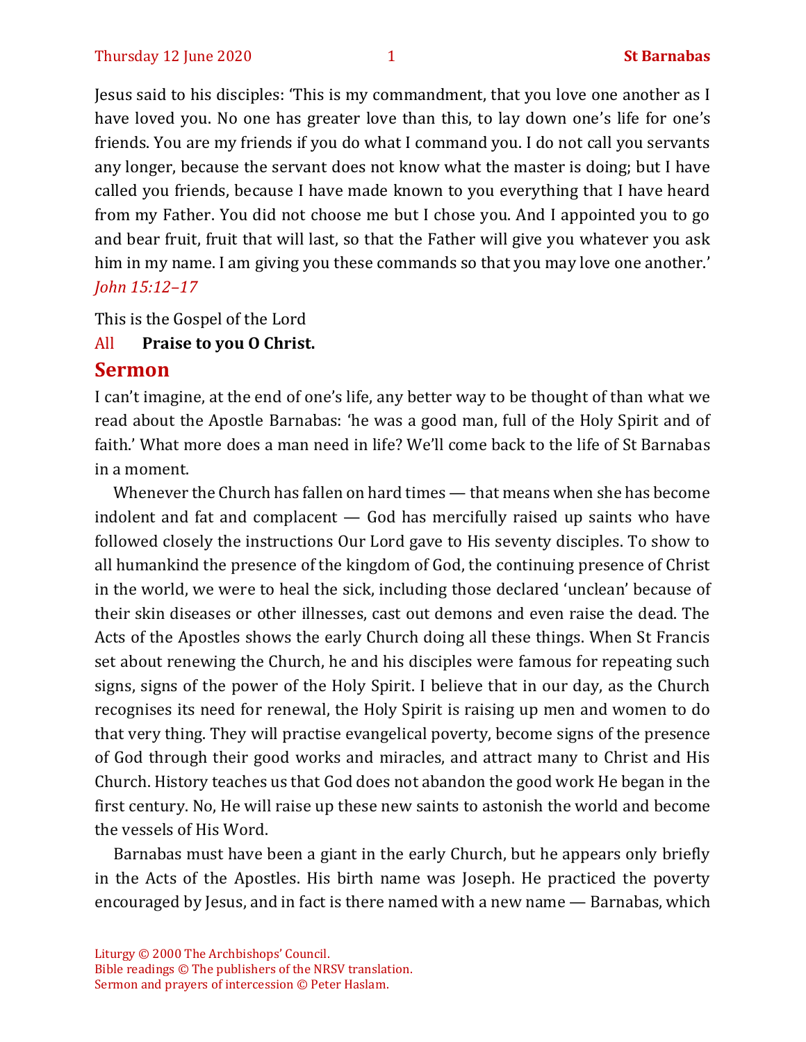Jesus said to his disciples: 'This is my commandment, that you love one another as I have loved you. No one has greater love than this, to lay down one's life for one's friends. You are my friends if you do what I command you. I do not call you servants any longer, because the servant does not know what the master is doing; but I have called you friends, because I have made known to you everything that I have heard from my Father. You did not choose me but I chose you. And I appointed you to go and bear fruit, fruit that will last, so that the Father will give you whatever you ask him in my name. I am giving you these commands so that you may love one another.' *John 15:12–17*

This is the Gospel of the Lord

All **Praise to you O Christ.**

## Sermon

I can't imagine, at the end of one's life, any better way to be thought of than what we read about the Apostle Barnabas: 'he was a good man, full of the Holy Spirit and of faith.' What more does a man need in life? We'll come back to the life of St Barnabas in a moment.

Whenever the Church has fallen on hard times — that means when she has become indolent and fat and complacent — God has mercifully raised up saints who have followed closely the instructions Our Lord gave to His seventy disciples. To show to all humankind the presence of the kingdom of God, the continuing presence of Christ in the world, we were to heal the sick, including those declared 'unclean' because of their skin diseases or other illnesses, cast out demons and even raise the dead. The Acts of the Apostles shows the early Church doing all these things. When St Francis set about renewing the Church, he and his disciples were famous for repeating such signs, signs of the power of the Holy Spirit. I believe that in our day, as the Church recognises its need for renewal, the Holy Spirit is raising up men and women to do that very thing. They will practise evangelical poverty, become signs of the presence of God through their good works and miracles, and attract many to Christ and His Church. History teaches us that God does not abandon the good work He began in the first century. No, He will raise up these new saints to astonish the world and become the vessels of His Word.

Barnabas must have been a giant in the early Church, but he appears only briefly in the Acts of the Apostles. His birth name was Joseph. He practiced the poverty encouraged by Jesus, and in fact is there named with a new name — Barnabas, which

Liturgy © 2000 The Archbishops' Council.
Bible readings © The publishers of the NRSV translation.
Sermon and prayers of intercession © Peter Haslam.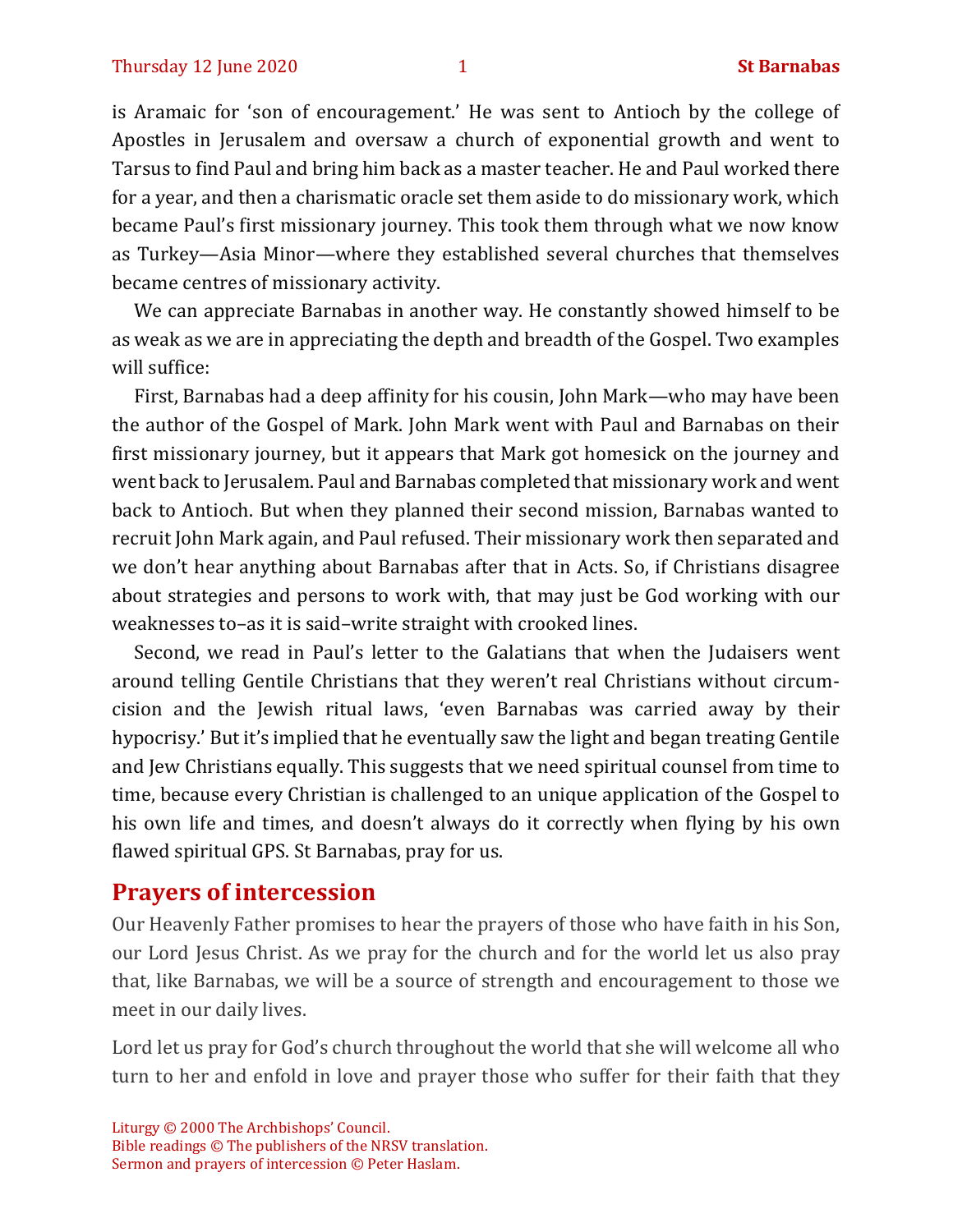is Aramaic for 'son of encouragement.' He was sent to Antioch by the college of Apostles in Jerusalem and oversaw a church of exponential growth and went to Tarsus to find Paul and bring him back as a master teacher. He and Paul worked there for a year, and then a charismatic oracle set them aside to do missionary work, which became Paul's first missionary journey. This took them through what we now know as Turkey—Asia Minor—where they established several churches that themselves became centres of missionary activity.

We can appreciate Barnabas in another way. He constantly showed himself to be as weak as we are in appreciating the depth and breadth of the Gospel. Two examples will suffice:

First, Barnabas had a deep affinity for his cousin, John Mark—who may have been the author of the Gospel of Mark. John Mark went with Paul and Barnabas on their first missionary journey, but it appears that Mark got homesick on the journey and went back to Jerusalem. Paul and Barnabas completed that missionary work and went back to Antioch. But when they planned their second mission, Barnabas wanted to recruit John Mark again, and Paul refused. Their missionary work then separated and we don't hear anything about Barnabas after that in Acts. So, if Christians disagree about strategies and persons to work with, that may just be God working with our weaknesses to–as it is said–write straight with crooked lines.

Second, we read in Paul's letter to the Galatians that when the Judaisers went around telling Gentile Christians that they weren't real Christians without circumcision and the Jewish ritual laws, 'even Barnabas was carried away by their hypocrisy.' But it's implied that he eventually saw the light and began treating Gentile and Jew Christians equally. This suggests that we need spiritual counsel from time to time, because every Christian is challenged to an unique application of the Gospel to his own life and times, and doesn't always do it correctly when flying by his own flawed spiritual GPS. St Barnabas, pray for us.

## Prayers of intercession

Our Heavenly Father promises to hear the prayers of those who have faith in his Son, our Lord Jesus Christ. As we pray for the church and for the world let us also pray that, like Barnabas, we will be a source of strength and encouragement to those we meet in our daily lives.

Lord let us pray for God's church throughout the world that she will welcome all who turn to her and enfold in love and prayer those who suffer for their faith that they

Liturgy © 2000 The Archbishops' Council.
Bible readings © The publishers of the NRSV translation.
Sermon and prayers of intercession © Peter Haslam.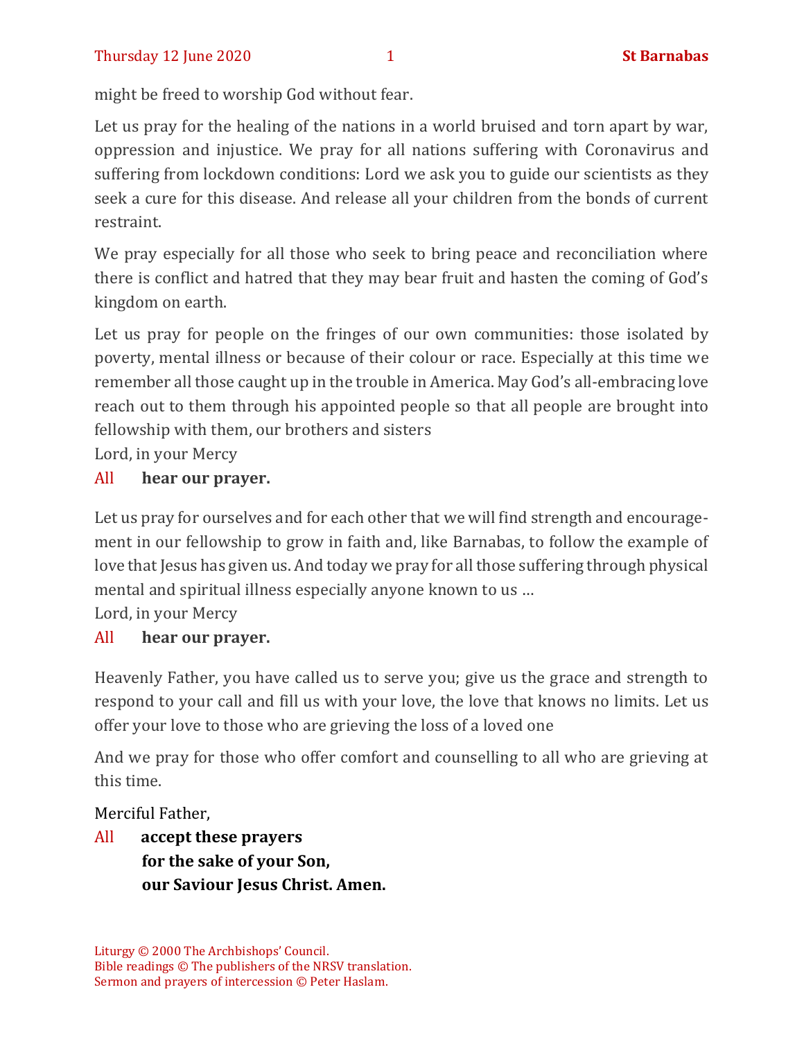might be freed to worship God without fear.

Let us pray for the healing of the nations in a world bruised and torn apart by war, oppression and injustice. We pray for all nations suffering with Coronavirus and suffering from lockdown conditions: Lord we ask you to guide our scientists as they seek a cure for this disease. And release all your children from the bonds of current restraint.

We pray especially for all those who seek to bring peace and reconciliation where there is conflict and hatred that they may bear fruit and hasten the coming of God's kingdom on earth.

Let us pray for people on the fringes of our own communities: those isolated by poverty, mental illness or because of their colour or race. Especially at this time we remember all those caught up in the trouble in America. May God's all-embracing love reach out to them through his appointed people so that all people are brought into fellowship with them, our brothers and sisters  
Lord, in your Mercy

All **hear our prayer.**

Let us pray for ourselves and for each other that we will find strength and encouragement in our fellowship to grow in faith and, like Barnabas, to follow the example of love that Jesus has given us. And today we pray for all those suffering through physical mental and spiritual illness especially anyone known to us …  
Lord, in your Mercy

All **hear our prayer.**

Heavenly Father, you have called us to serve you; give us the grace and strength to respond to your call and fill us with your love, the love that knows no limits. Let us offer your love to those who are grieving the loss of a loved one

And we pray for those who offer comfort and counselling to all who are grieving at this time.

Merciful Father,

All **accept these prayers**  
**for the sake of your Son,**  
**our Saviour Jesus Christ. Amen.**

Liturgy © 2000 The Archbishops' Council.  
Bible readings © The publishers of the NRSV translation.  
Sermon and prayers of intercession © Peter Haslam.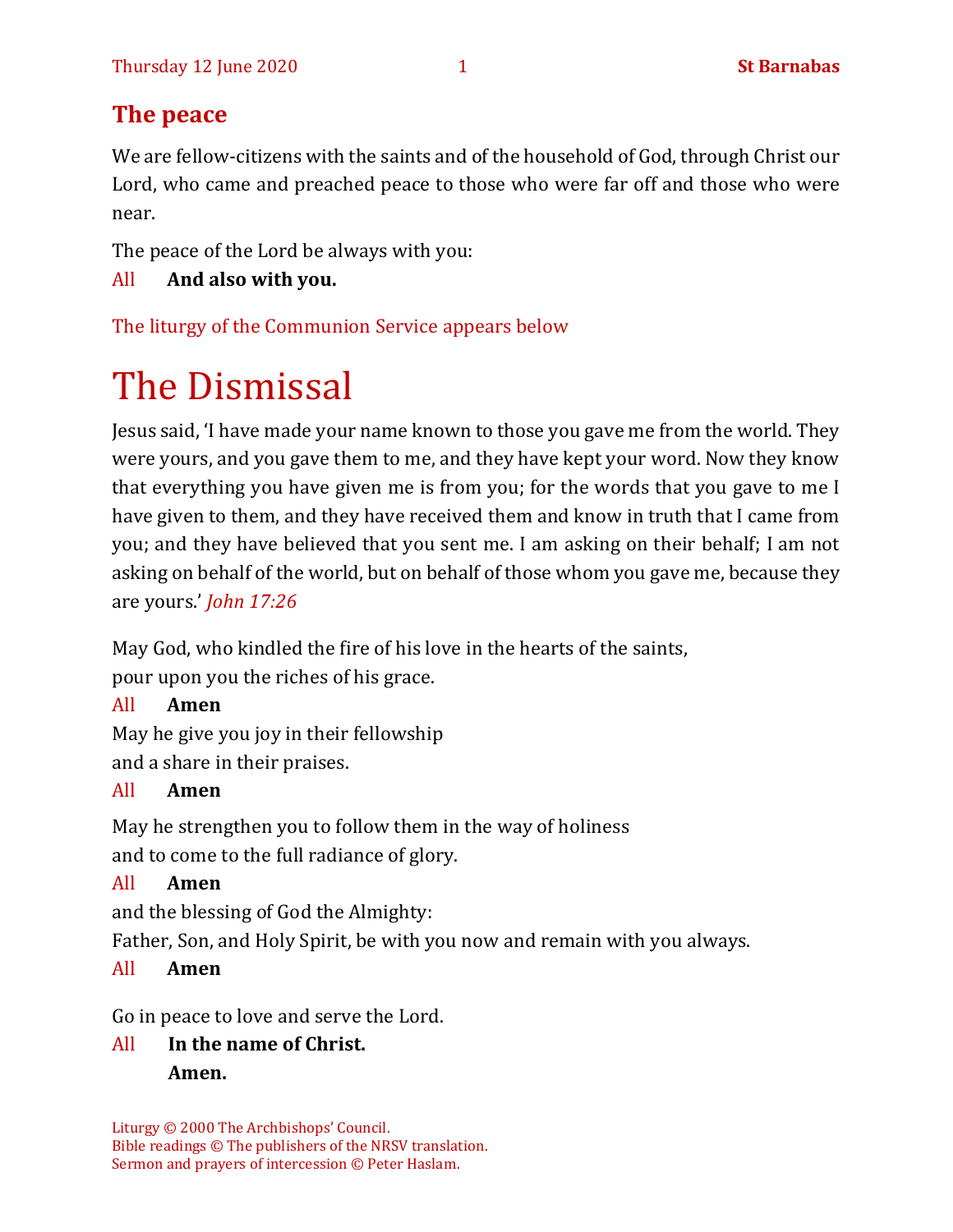## The peace

We are fellow-citizens with the saints and of the household of God, through Christ our Lord, who came and preached peace to those who were far off and those who were near.

The peace of the Lord be always with you:

All **And also with you.**

The liturgy of the Communion Service appears below

# The Dismissal

Jesus said, 'I have made your name known to those you gave me from the world. They were yours, and you gave them to me, and they have kept your word. Now they know that everything you have given me is from you; for the words that you gave to me I have given to them, and they have received them and know in truth that I came from you; and they have believed that you sent me. I am asking on their behalf; I am not asking on behalf of the world, but on behalf of those whom you gave me, because they are yours.' *John 17:26*

May God, who kindled the fire of his love in the hearts of the saints,
pour upon you the riches of his grace.

All **Amen**

May he give you joy in their fellowship
and a share in their praises.

All **Amen**

May he strengthen you to follow them in the way of holiness
and to come to the full radiance of glory.

All **Amen**

and the blessing of God the Almighty:
Father, Son, and Holy Spirit, be with you now and remain with you always.

All **Amen**

Go in peace to love and serve the Lord.

All **In the name of Christ.**
**Amen.**

Liturgy © 2000 The Archbishops' Council.
Bible readings © The publishers of the NRSV translation.
Sermon and prayers of intercession © Peter Haslam.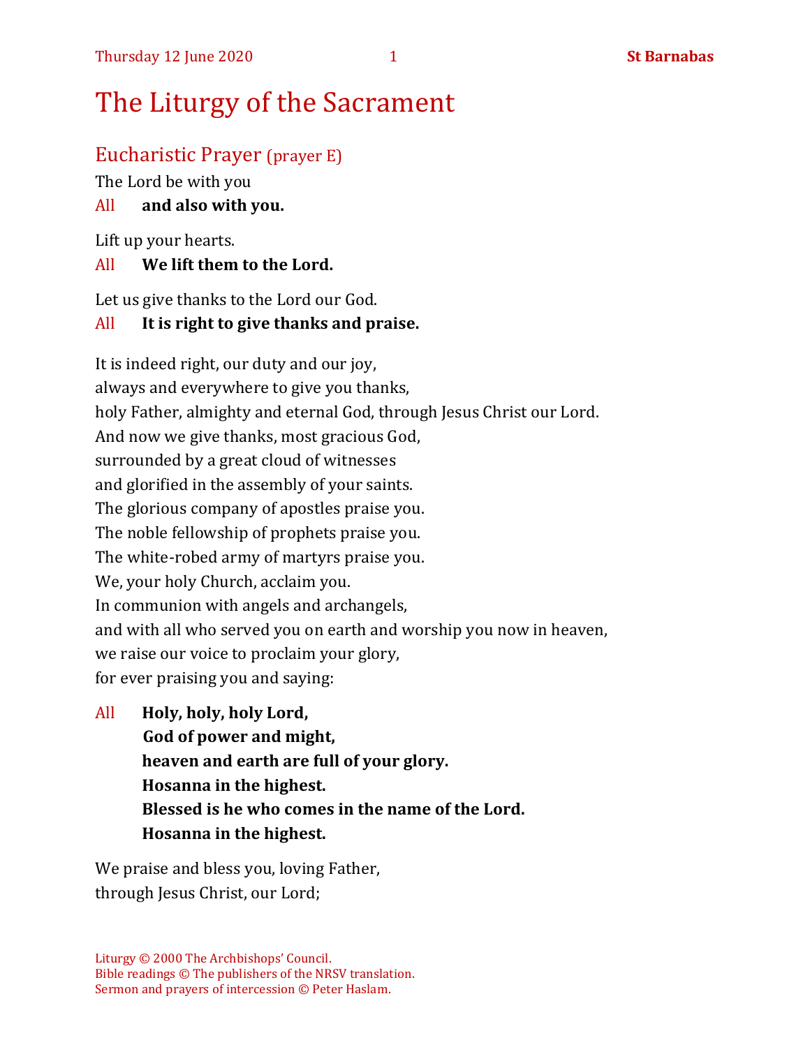# The Liturgy of the Sacrament

## Eucharistic Prayer (prayer E)

The Lord be with you

All **and also with you.**

Lift up your hearts.

All **We lift them to the Lord.**

Let us give thanks to the Lord our God.

All **It is right to give thanks and praise.**

It is indeed right, our duty and our joy,
always and everywhere to give you thanks,
holy Father, almighty and eternal God, through Jesus Christ our Lord.
And now we give thanks, most gracious God,
surrounded by a great cloud of witnesses
and glorified in the assembly of your saints.
The glorious company of apostles praise you.
The noble fellowship of prophets praise you.
The white-robed army of martyrs praise you.
We, your holy Church, acclaim you.
In communion with angels and archangels,
and with all who served you on earth and worship you now in heaven,
we raise our voice to proclaim your glory,
for ever praising you and saying:

All **Holy, holy, holy Lord,**
**God of power and might,**
**heaven and earth are full of your glory.**
**Hosanna in the highest.**
**Blessed is he who comes in the name of the Lord.**
**Hosanna in the highest.**

We praise and bless you, loving Father,
through Jesus Christ, our Lord;

Liturgy © 2000 The Archbishops' Council.
Bible readings © The publishers of the NRSV translation.
Sermon and prayers of intercession © Peter Haslam.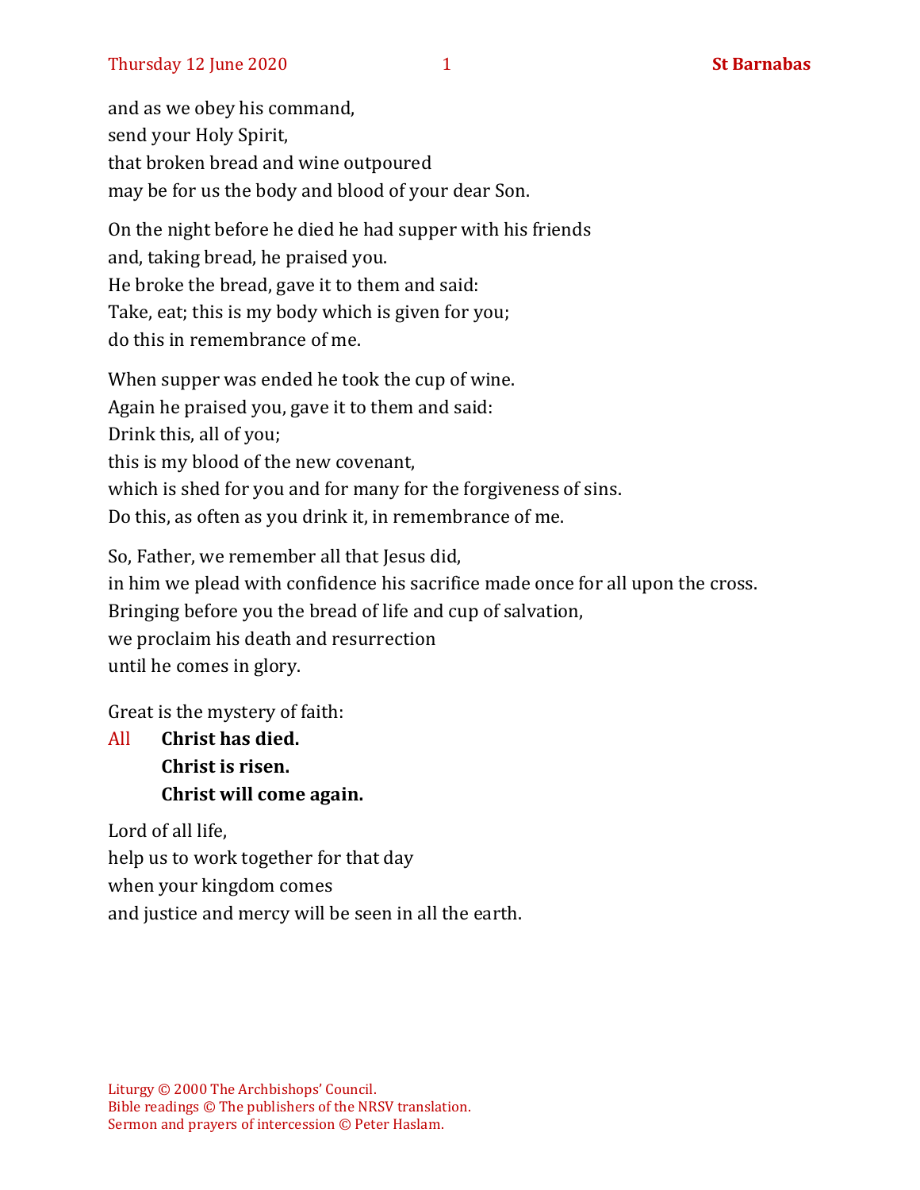and as we obey his command,
send your Holy Spirit,
that broken bread and wine outpoured
may be for us the body and blood of your dear Son.

On the night before he died he had supper with his friends
and, taking bread, he praised you.
He broke the bread, gave it to them and said:
Take, eat; this is my body which is given for you;
do this in remembrance of me.

When supper was ended he took the cup of wine.
Again he praised you, gave it to them and said:
Drink this, all of you;
this is my blood of the new covenant,
which is shed for you and for many for the forgiveness of sins.
Do this, as often as you drink it, in remembrance of me.

So, Father, we remember all that Jesus did,
in him we plead with confidence his sacrifice made once for all upon the cross.
Bringing before you the bread of life and cup of salvation,
we proclaim his death and resurrection
until he comes in glory.

Great is the mystery of faith:

All **Christ has died.**
**Christ is risen.**
**Christ will come again.**

Lord of all life,
help us to work together for that day
when your kingdom comes
and justice and mercy will be seen in all the earth.

Liturgy © 2000 The Archbishops' Council.
Bible readings © The publishers of the NRSV translation.
Sermon and prayers of intercession © Peter Haslam.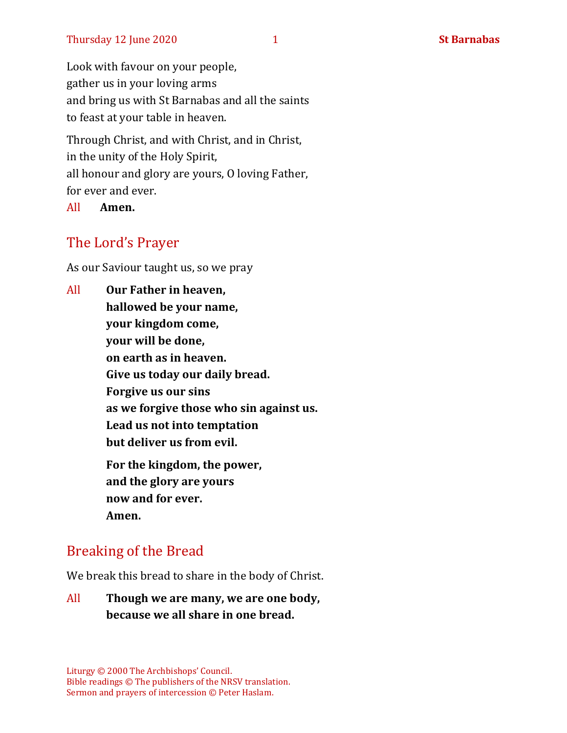Look with favour on your people,
gather us in your loving arms
and bring us with St Barnabas and all the saints
to feast at your table in heaven.

Through Christ, and with Christ, and in Christ,
in the unity of the Holy Spirit,
all honour and glory are yours, O loving Father,
for ever and ever.

All **Amen.**

## The Lord's Prayer

As our Saviour taught us, so we pray

All **Our Father in heaven,**
**hallowed be your name,**
**your kingdom come,**
**your will be done,**
**on earth as in heaven.**
**Give us today our daily bread.**
**Forgive us our sins**
**as we forgive those who sin against us.**
**Lead us not into temptation**
**but deliver us from evil.**

**For the kingdom, the power,**
**and the glory are yours**
**now and for ever.**
**Amen.**

## Breaking of the Bread

We break this bread to share in the body of Christ.

All **Though we are many, we are one body,**
**because we all share in one bread.**

Liturgy © 2000 The Archbishops' Council.
Bible readings © The publishers of the NRSV translation.
Sermon and prayers of intercession © Peter Haslam.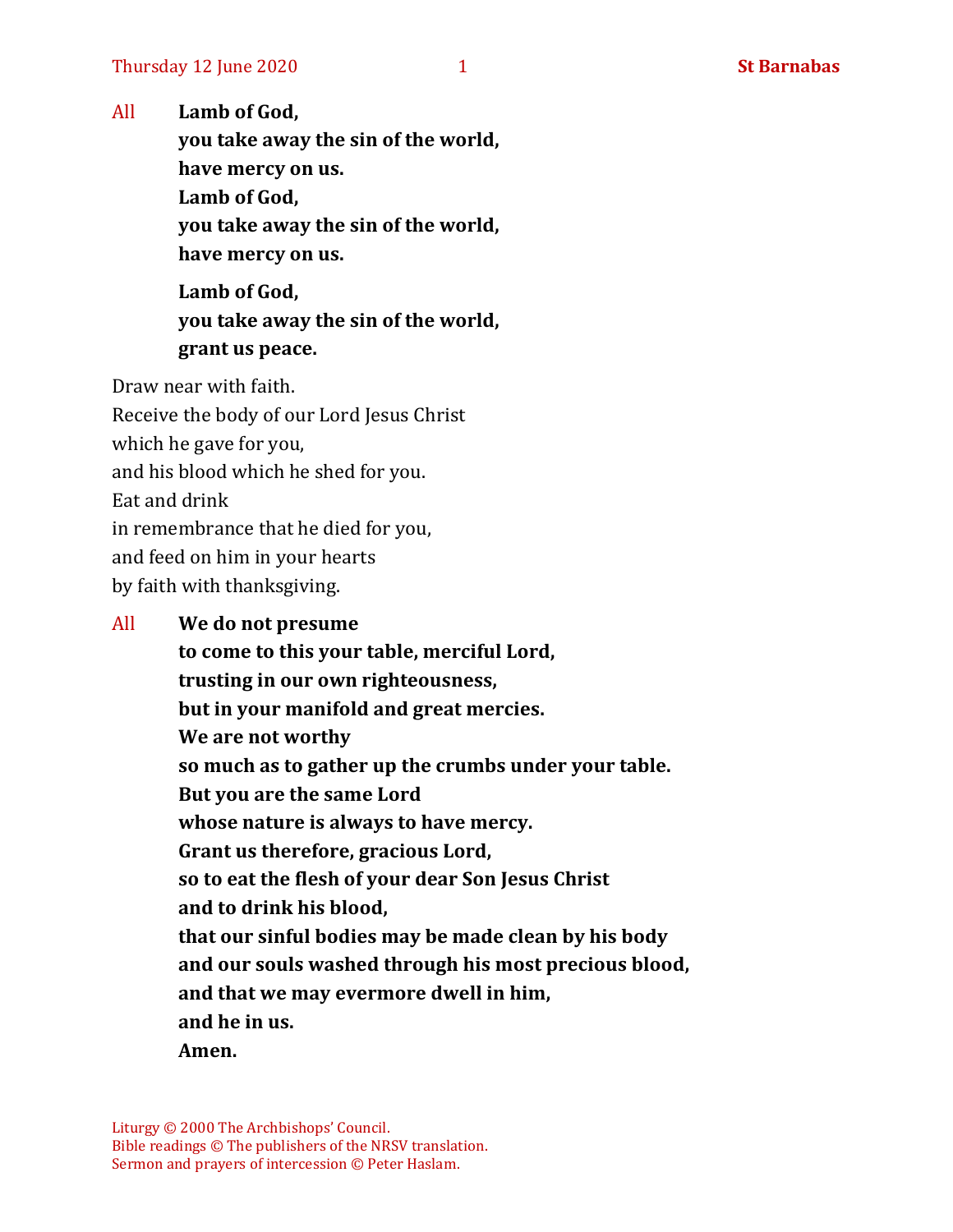All **Lamb of God,**
**you take away the sin of the world,**
**have mercy on us.**
**Lamb of God,**
**you take away the sin of the world,**
**have mercy on us.**

**Lamb of God,**
**you take away the sin of the world,**
**grant us peace.**

Draw near with faith.
Receive the body of our Lord Jesus Christ
which he gave for you,
and his blood which he shed for you.
Eat and drink
in remembrance that he died for you,
and feed on him in your hearts
by faith with thanksgiving.

All **We do not presume**
**to come to this your table, merciful Lord,**
**trusting in our own righteousness,**
**but in your manifold and great mercies.**
**We are not worthy**
**so much as to gather up the crumbs under your table.**
**But you are the same Lord**
**whose nature is always to have mercy.**
**Grant us therefore, gracious Lord,**
**so to eat the flesh of your dear Son Jesus Christ**
**and to drink his blood,**
**that our sinful bodies may be made clean by his body**
**and our souls washed through his most precious blood,**
**and that we may evermore dwell in him,**
**and he in us.**
**Amen.**

Liturgy © 2000 The Archbishops' Council.
Bible readings © The publishers of the NRSV translation.
Sermon and prayers of intercession © Peter Haslam.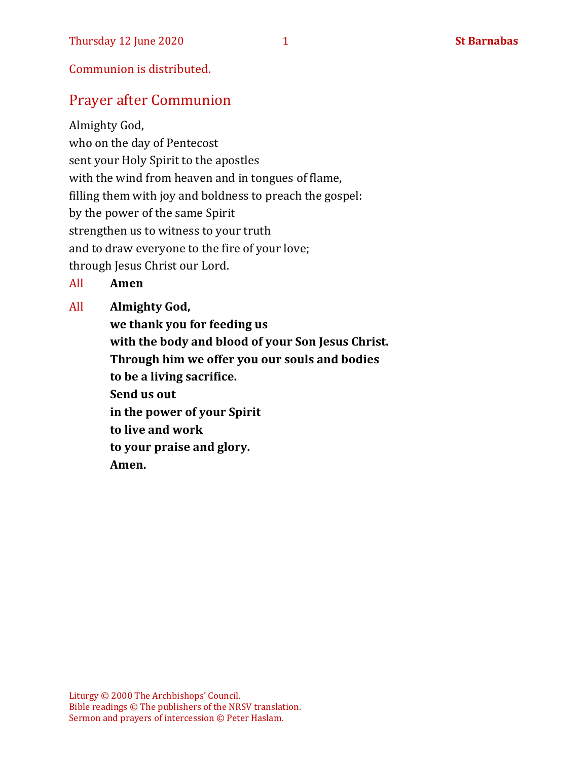Communion is distributed.

## Prayer after Communion

Almighty God,
who on the day of Pentecost
sent your Holy Spirit to the apostles
with the wind from heaven and in tongues of flame,
filling them with joy and boldness to preach the gospel:
by the power of the same Spirit
strengthen us to witness to your truth
and to draw everyone to the fire of your love;
through Jesus Christ our Lord.

All **Amen**

All **Almighty God,**
**we thank you for feeding us**
**with the body and blood of your Son Jesus Christ.**
**Through him we offer you our souls and bodies**
**to be a living sacrifice.**
**Send us out**
**in the power of your Spirit**
**to live and work**
**to your praise and glory.**
**Amen.**

Liturgy © 2000 The Archbishops' Council.
Bible readings © The publishers of the NRSV translation.
Sermon and prayers of intercession © Peter Haslam.